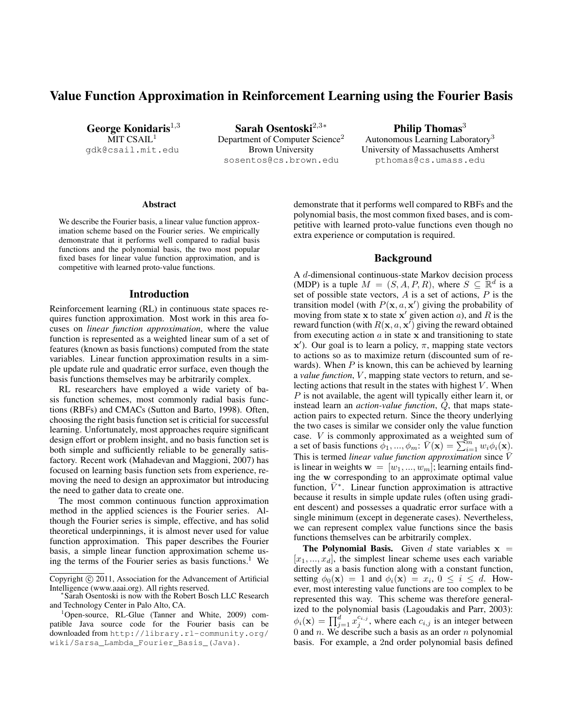# Value Function Approximation in Reinforcement Learning using the Fourier Basis

**George Konidaris**[1,3]
MIT CSAIL[1]
gdk@csail.mit.edu

**Sarah Osentoski**[2,3*]
Department of Computer Science[2]
Brown University
sosentos@cs.brown.edu

**Philip Thomas**[3]
Autonomous Learning Laboratory[3]
University of Massachusetts Amherst
pthomas@cs.umass.edu

### Abstract

We describe the Fourier basis, a linear value function approximation scheme based on the Fourier series. We empirically demonstrate that it performs well compared to radial basis functions and the polynomial basis, the two most popular fixed bases for linear value function approximation, and is competitive with learned proto-value functions.

## Introduction

Reinforcement learning (RL) in continuous state spaces requires function approximation. Most work in this area focuses on *linear function approximation*, where the value function is represented as a weighted linear sum of a set of features (known as basis functions) computed from the state variables. Linear function approximation results in a simple update rule and quadratic error surface, even though the basis functions themselves may be arbitrarily complex.

RL researchers have employed a wide variety of basis function schemes, most commonly radial basis functions (RBFs) and CMACs (Sutton and Barto, 1998). Often, choosing the right basis function set is criticial for successful learning. Unfortunately, most approaches require significant design effort or problem insight, and no basis function set is both simple and sufficiently reliable to be generally satisfactory. Recent work (Mahadevan and Maggioni, 2007) has focused on learning basis function sets from experience, removing the need to design an approximator but introducing the need to gather data to create one.

The most common continuous function approximation method in the applied sciences is the Fourier series. Although the Fourier series is simple, effective, and has solid theoretical underpinnings, it is almost never used for value function approximation. This paper describes the Fourier basis, a simple linear function approximation scheme using the terms of the Fourier series as basis functions.[1] We demonstrate that it performs well compared to RBFs and the polynomial basis, the most common fixed bases, and is competitive with learned proto-value functions even though no extra experience or computation is required.

## Background

A $d$-dimensional continuous-state Markov decision process (MDP) is a tuple $M = (S, A, P, R)$, where $S \subseteq \mathbb{R}^d$ is a set of possible state vectors, $A$ is a set of actions, $P$ is the transition model (with $P(\mathbf{x}, a, \mathbf{x}')$ giving the probability of moving from state $\mathbf{x}$ to state $\mathbf{x}'$ given action $a$), and $R$ is the reward function (with $R(\mathbf{x}, a, \mathbf{x}')$ giving the reward obtained from executing action $a$ in state $\mathbf{x}$ and transitioning to state $\mathbf{x}'$). Our goal is to learn a policy, $\pi$, mapping state vectors to actions so as to maximize return (discounted sum of rewards). When $P$ is known, this can be achieved by learning a *value function*, $V$, mapping state vectors to return, and selecting actions that result in the states with highest $V$. When $P$ is not available, the agent will typically either learn it, or instead learn an *action-value function*, $Q$, that maps state-action pairs to expected return. Since the theory underlying the two cases is similar we consider only the value function case. $V$ is commonly approximated as a weighted sum of a set of basis functions $\phi_1, ..., \phi_m$: $\bar{V}(\mathbf{x}) = \sum_{i=1}^{m} w_i \phi_i(\mathbf{x})$. This is termed *linear value function approximation* since $\bar{V}$ is linear in weights $\mathbf{w} = [w_1, ..., w_m]$; learning entails finding the $\mathbf{w}$ corresponding to an approximate optimal value function, $\bar{V}^*$. Linear function approximation is attractive because it results in simple update rules (often using gradient descent) and possesses a quadratic error surface with a single minimum (except in degenerate cases). Nevertheless, we can represent complex value functions since the basis functions themselves can be arbitrarily complex.

**The Polynomial Basis.** Given $d$ state variables $\mathbf{x} = [x_1, ..., x_d]$, the simplest linear scheme uses each variable directly as a basis function along with a constant function, setting $\phi_0(\mathbf{x}) = 1$ and $\phi_i(\mathbf{x}) = x_i$, $0 \leq i \leq d$. However, most interesting value functions are too complex to be represented this way. This scheme was therefore generalized to the polynomial basis (Lagoudakis and Parr, 2003): $\phi_i(\mathbf{x}) = \prod_{j=1}^{d} x_j^{c_{i,j}}$, where each $c_{i,j}$ is an integer between 0 and $n$. We describe such a basis as an order $n$ polynomial basis. For example, a 2nd order polynomial basis defined

---

Copyright © 2011, Association for the Advancement of Artificial Intelligence (www.aaai.org). All rights reserved.

*Sarah Osentoski is now with the Robert Bosch LLC Research and Technology Center in Palo Alto, CA.

[1] Open-source, RL-Glue (Tanner and White, 2009) compatible Java source code for the Fourier basis can be downloaded from http://library.rl-community.org/wiki/Sarsa_Lambda_Fourier_Basis_(Java).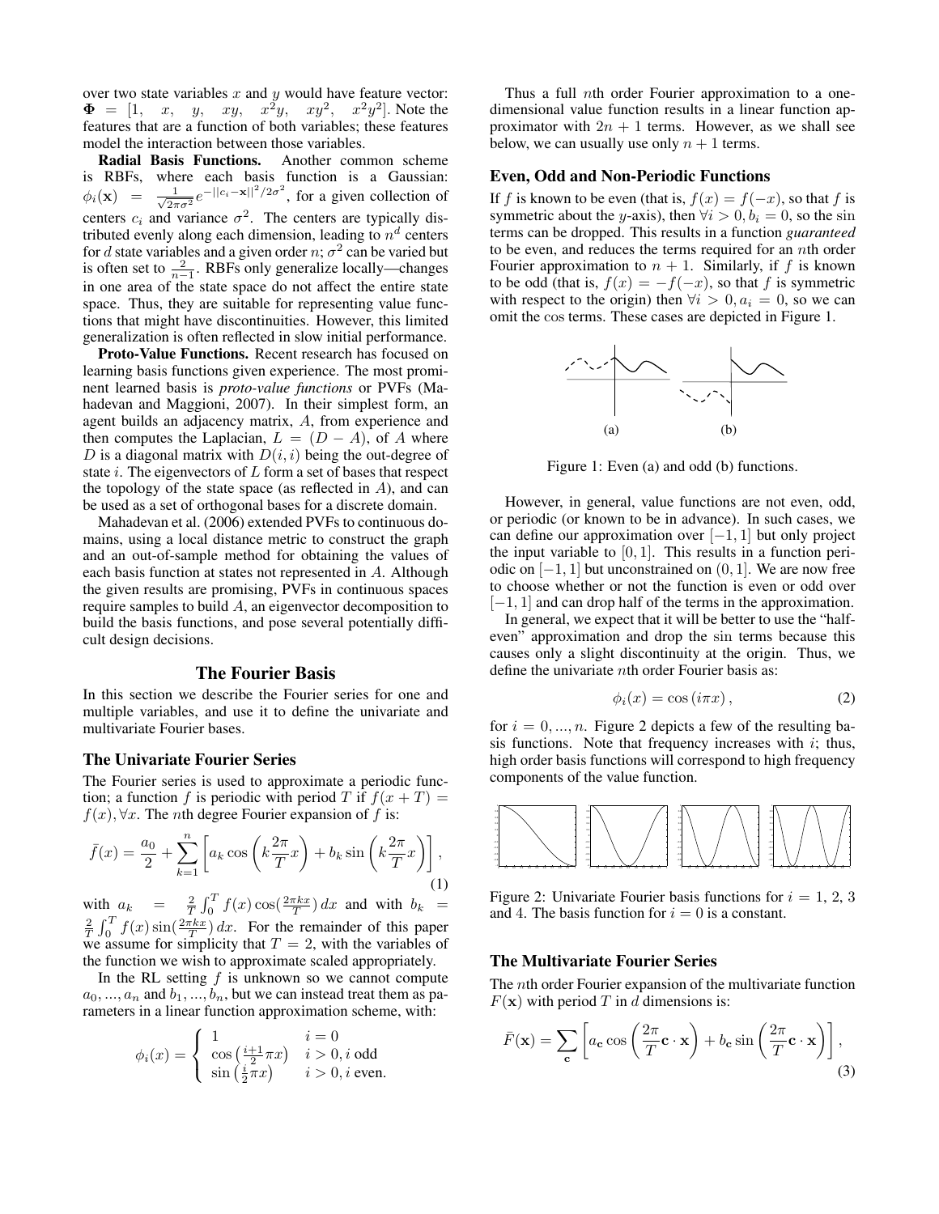over two state variables $x$ and $y$ would have feature vector: $\mathbf{\Phi} = [1, \quad x, \quad y, \quad xy, \quad x^2y, \quad xy^2, \quad x^2y^2]$. Note the features that are a function of both variables; these features model the interaction between those variables.

**Radial Basis Functions.** Another common scheme is RBFs, where each basis function is a Gaussian: $\phi_i(\mathbf{x}) = \frac{1}{\sqrt{2\pi\sigma^2}} e^{-||c_i - \mathbf{x}||^2/2\sigma^2}$, for a given collection of centers $c_i$ and variance $\sigma^2$. The centers are typically distributed evenly along each dimension, leading to $n^d$ centers for $d$ state variables and a given order $n$; $\sigma^2$ can be varied but is often set to $\frac{2}{n-1}$. RBFs only generalize locally—changes in one area of the state space do not affect the entire state space. Thus, they are suitable for representing value functions that might have discontinuities. However, this limited generalization is often reflected in slow initial performance.

**Proto-Value Functions.** Recent research has focused on learning basis functions given experience. The most prominent learned basis is *proto-value functions* or PVFs (Mahadevan and Maggioni, 2007). In their simplest form, an agent builds an adjacency matrix, $A$, from experience and then computes the Laplacian, $L = (D - A)$, of $A$ where $D$ is a diagonal matrix with $D(i, i)$ being the out-degree of state $i$. The eigenvectors of $L$ form a set of bases that respect the topology of the state space (as reflected in $A$), and can be used as a set of orthogonal bases for a discrete domain.

Mahadevan et al. (2006) extended PVFs to continuous domains, using a local distance metric to construct the graph and an out-of-sample method for obtaining the values of each basis function at states not represented in $A$. Although the given results are promising, PVFs in continuous spaces require samples to build $A$, an eigenvector decomposition to build the basis functions, and pose several potentially difficult design decisions.

## The Fourier Basis

In this section we describe the Fourier series for one and multiple variables, and use it to define the univariate and multivariate Fourier bases.

### The Univariate Fourier Series

The Fourier series is used to approximate a periodic function; a function $f$ is periodic with period $T$ if $f(x + T) = f(x), \forall x$. The $n$th degree Fourier expansion of $f$ is:

$$\bar{f}(x) = \frac{a_0}{2} + \sum_{k=1}^{n} \left[ a_k \cos\left(k\frac{2\pi}{T}x\right) + b_k \sin\left(k\frac{2\pi}{T}x\right) \right], \tag{1}$$

with $a_k = \frac{2}{T}\int_0^T f(x)\cos(\frac{2\pi kx}{T})\,dx$ and with $b_k = \frac{2}{T}\int_0^T f(x)\sin(\frac{2\pi kx}{T})\,dx$. For the remainder of this paper we assume for simplicity that $T = 2$, with the variables of the function we wish to approximate scaled appropriately.

In the RL setting $f$ is unknown so we cannot compute $a_0, ..., a_n$ and $b_1, ..., b_n$, but we can instead treat them as parameters in a linear function approximation scheme, with:

$$\phi_i(x) = \begin{cases} 1 & i = 0 \\ \cos\left(\frac{i+1}{2}\pi x\right) & i > 0, i \text{ odd} \\ \sin\left(\frac{i}{2}\pi x\right) & i > 0, i \text{ even.} \end{cases}$$

Thus a full $n$th order Fourier approximation to a one-dimensional value function results in a linear function approximator with $2n + 1$ terms. However, as we shall see below, we can usually use only $n + 1$ terms.

### Even, Odd and Non-Periodic Functions

If $f$ is known to be even (that is, $f(x) = f(-x)$, so that $f$ is symmetric about the $y$-axis), then $\forall i > 0, b_i = 0$, so the sin terms can be dropped. This results in a function *guaranteed* to be even, and reduces the terms required for an $n$th order Fourier approximation to $n + 1$. Similarly, if $f$ is known to be odd (that is, $f(x) = -f(-x)$, so that $f$ is symmetric with respect to the origin) then $\forall i > 0, a_i = 0$, so we can omit the cos terms. These cases are depicted in Figure 1.

(a) (b)

Figure 1: Even (a) and odd (b) functions.

However, in general, value functions are not even, odd, or periodic (or known to be in advance). In such cases, we can define our approximation over $[-1, 1]$ but only project the input variable to $[0, 1]$. This results in a function periodic on $[-1, 1]$ but unconstrained on $(0, 1]$. We are now free to choose whether or not the function is even or odd over $[-1, 1]$ and can drop half of the terms in the approximation.

In general, we expect that it will be better to use the "half-even" approximation and drop the sin terms because this causes only a slight discontinuity at the origin. Thus, we define the univariate $n$th order Fourier basis as:

$$\phi_i(x) = \cos(i\pi x), \tag{2}$$

for $i = 0, ..., n$. Figure 2 depicts a few of the resulting basis functions. Note that frequency increases with $i$; thus, high order basis functions will correspond to high frequency components of the value function.

Figure 2: Univariate Fourier basis functions for $i = 1$, 2, 3 and 4. The basis function for $i = 0$ is a constant.

### The Multivariate Fourier Series

The $n$th order Fourier expansion of the multivariate function $F(\mathbf{x})$ with period $T$ in $d$ dimensions is:

$$\bar{F}(\mathbf{x}) = \sum_{\mathbf{c}} \left[ a_{\mathbf{c}} \cos\left(\frac{2\pi}{T}\mathbf{c} \cdot \mathbf{x}\right) + b_{\mathbf{c}} \sin\left(\frac{2\pi}{T}\mathbf{c} \cdot \mathbf{x}\right) \right], \tag{3}$$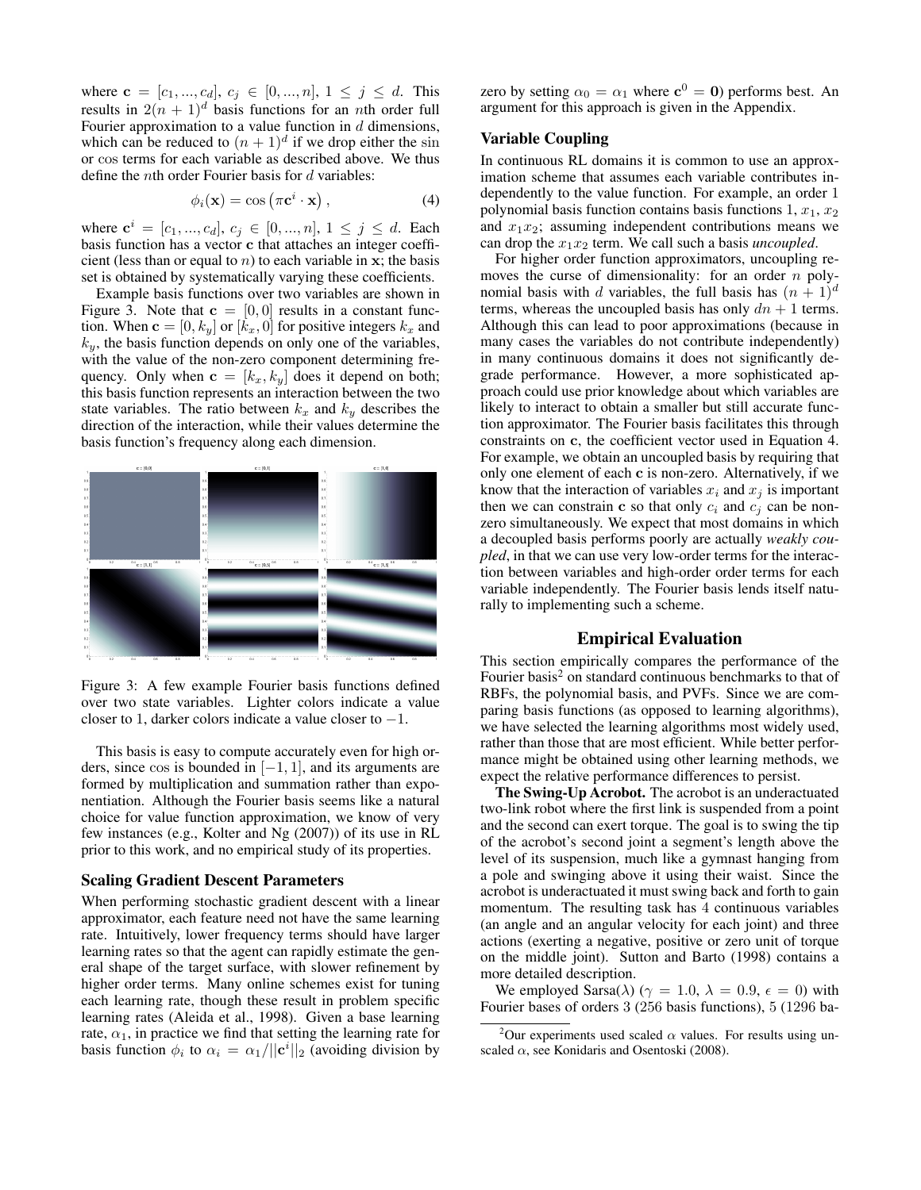where $\mathbf{c} = [c_1, ..., c_d]$, $c_j \in [0, ..., n]$, $1 \leq j \leq d$. This results in $2(n+1)^d$ basis functions for an $n$th order full Fourier approximation to a value function in $d$ dimensions, which can be reduced to $(n+1)^d$ if we drop either the sin or cos terms for each variable as described above. We thus define the $n$th order Fourier basis for $d$ variables:

$$\phi_i(\mathbf{x}) = \cos\left(\pi \mathbf{c}^i \cdot \mathbf{x}\right), \tag{4}$$

where $\mathbf{c}^i = [c_1, ..., c_d]$, $c_j \in [0, ..., n]$, $1 \leq j \leq d$. Each basis function has a vector $\mathbf{c}$ that attaches an integer coefficient (less than or equal to $n$) to each variable in $\mathbf{x}$; the basis set is obtained by systematically varying these coefficients.

Example basis functions over two variables are shown in Figure 3. Note that $\mathbf{c} = [0, 0]$ results in a constant function. When $\mathbf{c} = [0, k_y]$ or $[k_x, 0]$ for positive integers $k_x$ and $k_y$, the basis function depends on only one of the variables, with the value of the non-zero component determining frequency. Only when $\mathbf{c} = [k_x, k_y]$ does it depend on both; this basis function represents an interaction between the two state variables. The ratio between $k_x$ and $k_y$ describes the direction of the interaction, while their values determine the basis function's frequency along each dimension.

Figure 3: A few example Fourier basis functions defined over two state variables. Lighter colors indicate a value closer to 1, darker colors indicate a value closer to $-1$.

This basis is easy to compute accurately even for high orders, since cos is bounded in $[-1, 1]$, and its arguments are formed by multiplication and summation rather than exponentiation. Although the Fourier basis seems like a natural choice for value function approximation, we know of very few instances (e.g., Kolter and Ng (2007)) of its use in RL prior to this work, and no empirical study of its properties.

## Scaling Gradient Descent Parameters

When performing stochastic gradient descent with a linear approximator, each feature need not have the same learning rate. Intuitively, lower frequency terms should have larger learning rates so that the agent can rapidly estimate the general shape of the target surface, with slower refinement by higher order terms. Many online schemes exist for tuning each learning rate, though these result in problem specific learning rates (Aleida et al., 1998). Given a base learning rate, $\alpha_1$, in practice we find that setting the learning rate for basis function $\phi_i$ to $\alpha_i = \alpha_1 / ||\mathbf{c}^i||_2$ (avoiding division by zero by setting $\alpha_0 = \alpha_1$ where $\mathbf{c}^0 = \mathbf{0}$) performs best. An argument for this approach is given in the Appendix.

## Variable Coupling

In continuous RL domains it is common to use an approximation scheme that assumes each variable contributes independently to the value function. For example, an order 1 polynomial basis function contains basis functions 1, $x_1$, $x_2$ and $x_1 x_2$; assuming independent contributions means we can drop the $x_1 x_2$ term. We call such a basis *uncoupled*.

For higher order function approximators, uncoupling removes the curse of dimensionality: for an order $n$ polynomial basis with $d$ variables, the full basis has $(n+1)^d$ terms, whereas the uncoupled basis has only $dn + 1$ terms. Although this can lead to poor approximations (because in many cases the variables do not contribute independently) in many continuous domains it does not significantly degrade performance. However, a more sophisticated approach could use prior knowledge about which variables are likely to interact to obtain a smaller but still accurate function approximator. The Fourier basis facilitates this through constraints on $\mathbf{c}$, the coefficient vector used in Equation 4. For example, we obtain an uncoupled basis by requiring that only one element of each $\mathbf{c}$ is non-zero. Alternatively, if we know that the interaction of variables $x_i$ and $x_j$ is important then we can constrain $\mathbf{c}$ so that only $c_i$ and $c_j$ can be non-zero simultaneously. We expect that most domains in which a decoupled basis performs poorly are actually *weakly coupled*, in that we can use very low-order terms for the interaction between variables and high-order order terms for each variable independently. The Fourier basis lends itself naturally to implementing such a scheme.

# Empirical Evaluation

This section empirically compares the performance of the Fourier basis[2] on standard continuous benchmarks to that of RBFs, the polynomial basis, and PVFs. Since we are comparing basis functions (as opposed to learning algorithms), we have selected the learning algorithms most widely used, rather than those that are most efficient. While better performance might be obtained using other learning methods, we expect the relative performance differences to persist.

**The Swing-Up Acrobot.** The acrobot is an underactuated two-link robot where the first link is suspended from a point and the second can exert torque. The goal is to swing the tip of the acrobot's second joint a segment's length above the level of its suspension, much like a gymnast hanging from a pole and swinging above it using their waist. Since the acrobot is underactuated it must swing back and forth to gain momentum. The resulting task has 4 continuous variables (an angle and an angular velocity for each joint) and three actions (exerting a negative, positive or zero unit of torque on the middle joint). Sutton and Barto (1998) contains a more detailed description.

We employed Sarsa($\lambda$) ($\gamma = 1.0$, $\lambda = 0.9$, $\epsilon = 0$) with Fourier bases of orders 3 (256 basis functions), 5 (1296 ba-

[2] Our experiments used scaled $\alpha$ values. For results using unscaled $\alpha$, see Konidaris and Osentoski (2008).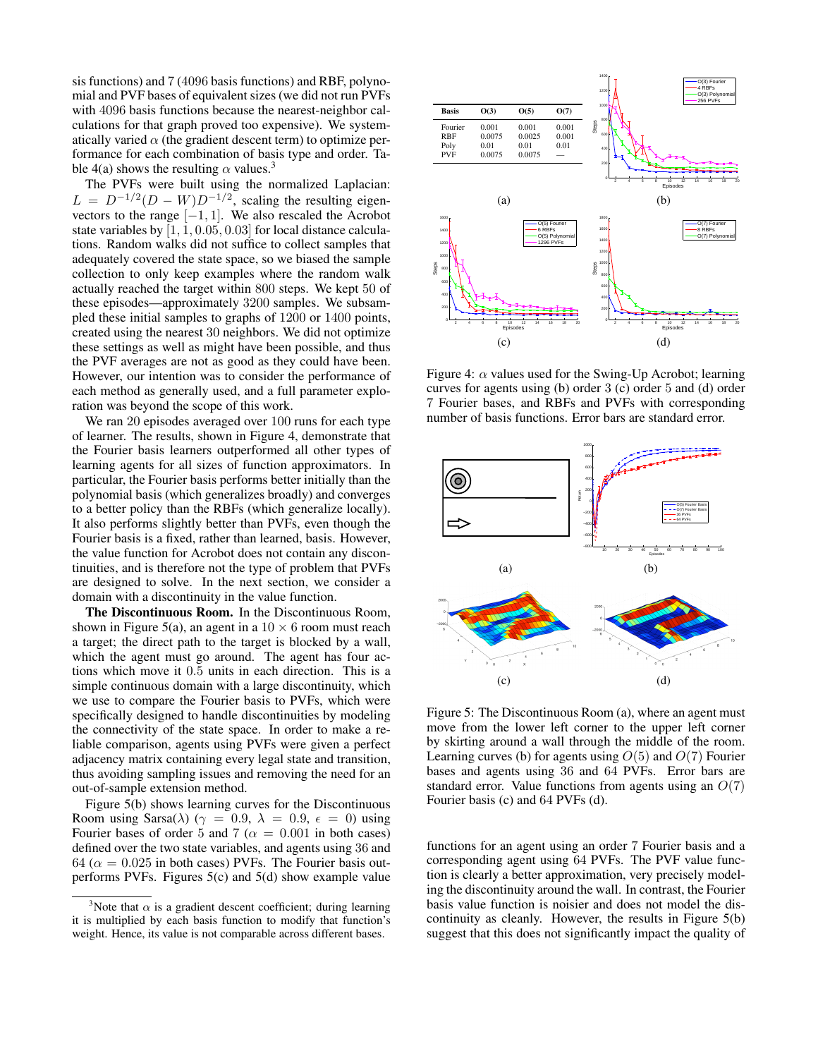sis functions) and 7 (4096 basis functions) and RBF, polynomial and PVF bases of equivalent sizes (we did not run PVFs with 4096 basis functions because the nearest-neighbor calculations for that graph proved too expensive). We systematically varied $\alpha$ (the gradient descent term) to optimize performance for each combination of basis type and order. Table 4(a) shows the resulting $\alpha$ values.[3]

The PVFs were built using the normalized Laplacian: $L = D^{-1/2}(D - W)D^{-1/2}$, scaling the resulting eigenvectors to the range $[-1, 1]$. We also rescaled the Acrobot state variables by $[1, 1, 0.05, 0.03]$ for local distance calculations. Random walks did not suffice to collect samples that adequately covered the state space, so we biased the sample collection to only keep examples where the random walk actually reached the target within 800 steps. We kept 50 of these episodes—approximately 3200 samples. We subsampled these initial samples to graphs of 1200 or 1400 points, created using the nearest 30 neighbors. We did not optimize these settings as well as might have been possible, and thus the PVF averages are not as good as they could have been. However, our intention was to consider the performance of each method as generally used, and a full parameter exploration was beyond the scope of this work.

We ran 20 episodes averaged over 100 runs for each type of learner. The results, shown in Figure 4, demonstrate that the Fourier basis learners outperformed all other types of learning agents for all sizes of function approximators. In particular, the Fourier basis performs better initially than the polynomial basis (which generalizes broadly) and converges to a better policy than the RBFs (which generalize locally). It also performs slightly better than PVFs, even though the Fourier basis is a fixed, rather than learned, basis. However, the value function for Acrobot does not contain any discontinuities, and is therefore not the type of problem that PVFs are designed to solve. In the next section, we consider a domain with a discontinuity in the value function.

**The Discontinuous Room.** In the Discontinuous Room, shown in Figure 5(a), an agent in a $10 \times 6$ room must reach a target; the direct path to the target is blocked by a wall, which the agent must go around. The agent has four actions which move it 0.5 units in each direction. This is a simple continuous domain with a large discontinuity, which we use to compare the Fourier basis to PVFs, which were specifically designed to handle discontinuities by modeling the connectivity of the state space. In order to make a reliable comparison, agents using PVFs were given a perfect adjacency matrix containing every legal state and transition, thus avoiding sampling issues and removing the need for an out-of-sample extension method.

Figure 5(b) shows learning curves for the Discontinuous Room using Sarsa($\lambda$) ($\gamma = 0.9$, $\lambda = 0.9$, $\epsilon = 0$) using Fourier bases of order 5 and 7 ($\alpha = 0.001$ in both cases) defined over the two state variables, and agents using 36 and 64 ($\alpha = 0.025$ in both cases) PVFs. The Fourier basis outperforms PVFs. Figures 5(c) and 5(d) show example value functions for an agent using an order 7 Fourier basis and a corresponding agent using 64 PVFs. The PVF value function is clearly a better approximation, very precisely modeling the discontinuity around the wall. In contrast, the Fourier basis value function is noisier and does not model the discontinuity as cleanly. However, the results in Figure 5(b) suggest that this does not significantly impact the quality of

[3] Note that $\alpha$ is a gradient descent coefficient; during learning it is multiplied by each basis function to modify that function's weight. Hence, its value is not comparable across different bases.

| Basis | O(3) | O(5) | O(7) |
|---|---|---|---|
| Fourier | 0.001 | 0.001 | 0.001 |
| RBF | 0.0075 | 0.0025 | 0.001 |
| Poly | 0.01 | 0.01 | 0.01 |
| PVF | 0.0075 | 0.0075 | — |

(a)

Figure 4: $\alpha$ values used for the Swing-Up Acrobot; learning curves for agents using (b) order 3 (c) order 5 and (d) order 7 Fourier bases, and RBFs and PVFs with corresponding number of basis functions. Error bars are standard error.

Figure 5: The Discontinuous Room (a), where an agent must move from the lower left corner to the upper left corner by skirting around a wall through the middle of the room. Learning curves (b) for agents using $O(5)$ and $O(7)$ Fourier bases and agents using 36 and 64 PVFs. Error bars are standard error. Value functions from agents using an $O(7)$ Fourier basis (c) and 64 PVFs (d).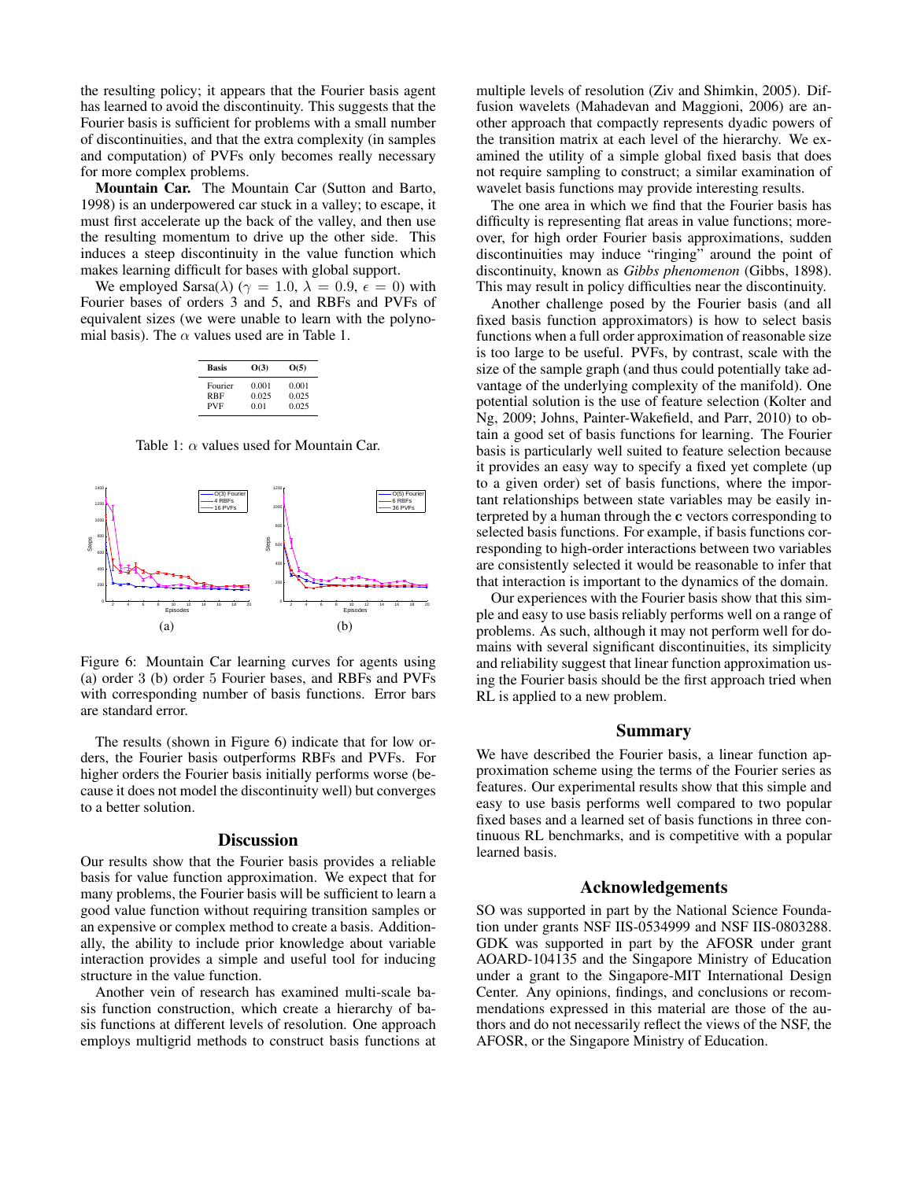the resulting policy; it appears that the Fourier basis agent has learned to avoid the discontinuity. This suggests that the Fourier basis is sufficient for problems with a small number of discontinuities, and that the extra complexity (in samples and computation) of PVFs only becomes really necessary for more complex problems.

**Mountain Car.** The Mountain Car (Sutton and Barto, 1998) is an underpowered car stuck in a valley; to escape, it must first accelerate up the back of the valley, and then use the resulting momentum to drive up the other side. This induces a steep discontinuity in the value function which makes learning difficult for bases with global support.

We employed Sarsa($\lambda$) ($\gamma = 1.0$, $\lambda = 0.9$, $\epsilon = 0$) with Fourier bases of orders 3 and 5, and RBFs and PVFs of equivalent sizes (we were unable to learn with the polynomial basis). The $\alpha$ values used are in Table 1.

| Basis | O(3) | O(5) |
|---|---|---|
| Fourier | 0.001 | 0.001 |
| RBF | 0.025 | 0.025 |
| PVF | 0.01 | 0.025 |

Table 1: $\alpha$ values used for Mountain Car.

Figure 6: Mountain Car learning curves for agents using (a) order 3 (b) order 5 Fourier bases, and RBFs and PVFs with corresponding number of basis functions. Error bars are standard error.

The results (shown in Figure 6) indicate that for low orders, the Fourier basis outperforms RBFs and PVFs. For higher orders the Fourier basis initially performs worse (because it does not model the discontinuity well) but converges to a better solution.

## Discussion

Our results show that the Fourier basis provides a reliable basis for value function approximation. We expect that for many problems, the Fourier basis will be sufficient to learn a good value function without requiring transition samples or an expensive or complex method to create a basis. Additionally, the ability to include prior knowledge about variable interaction provides a simple and useful tool for inducing structure in the value function.

Another vein of research has examined multi-scale basis function construction, which create a hierarchy of basis functions at different levels of resolution. One approach employs multigrid methods to construct basis functions at multiple levels of resolution (Ziv and Shimkin, 2005). Diffusion wavelets (Mahadevan and Maggioni, 2006) are another approach that compactly represents dyadic powers of the transition matrix at each level of the hierarchy. We examined the utility of a simple global fixed basis that does not require sampling to construct; a similar examination of wavelet basis functions may provide interesting results.

The one area in which we find that the Fourier basis has difficulty is representing flat areas in value functions; moreover, for high order Fourier basis approximations, sudden discontinuities may induce "ringing" around the point of discontinuity, known as *Gibbs phenomenon* (Gibbs, 1898). This may result in policy difficulties near the discontinuity.

Another challenge posed by the Fourier basis (and all fixed basis function approximators) is how to select basis functions when a full order approximation of reasonable size is too large to be useful. PVFs, by contrast, scale with the size of the sample graph (and thus could potentially take advantage of the underlying complexity of the manifold). One potential solution is the use of feature selection (Kolter and Ng, 2009; Johns, Painter-Wakefield, and Parr, 2010) to obtain a good set of basis functions for learning. The Fourier basis is particularly well suited to feature selection because it provides an easy way to specify a fixed yet complete (up to a given order) set of basis functions, where the important relationships between state variables may be easily interpreted by a human through the $\mathbf{c}$ vectors corresponding to selected basis functions. For example, if basis functions corresponding to high-order interactions between two variables are consistently selected it would be reasonable to infer that that interaction is important to the dynamics of the domain.

Our experiences with the Fourier basis show that this simple and easy to use basis reliably performs well on a range of problems. As such, although it may not perform well for domains with several significant discontinuities, its simplicity and reliability suggest that linear function approximation using the Fourier basis should be the first approach tried when RL is applied to a new problem.

## Summary

We have described the Fourier basis, a linear function approximation scheme using the terms of the Fourier series as features. Our experimental results show that this simple and easy to use basis performs well compared to two popular fixed bases and a learned set of basis functions in three continuous RL benchmarks, and is competitive with a popular learned basis.

## Acknowledgements

SO was supported in part by the National Science Foundation under grants NSF IIS-0534999 and NSF IIS-0803288. GDK was supported in part by the AFOSR under grant AOARD-104135 and the Singapore Ministry of Education under a grant to the Singapore-MIT International Design Center. Any opinions, findings, and conclusions or recommendations expressed in this material are those of the authors and do not necessarily reflect the views of the NSF, the AFOSR, or the Singapore Ministry of Education.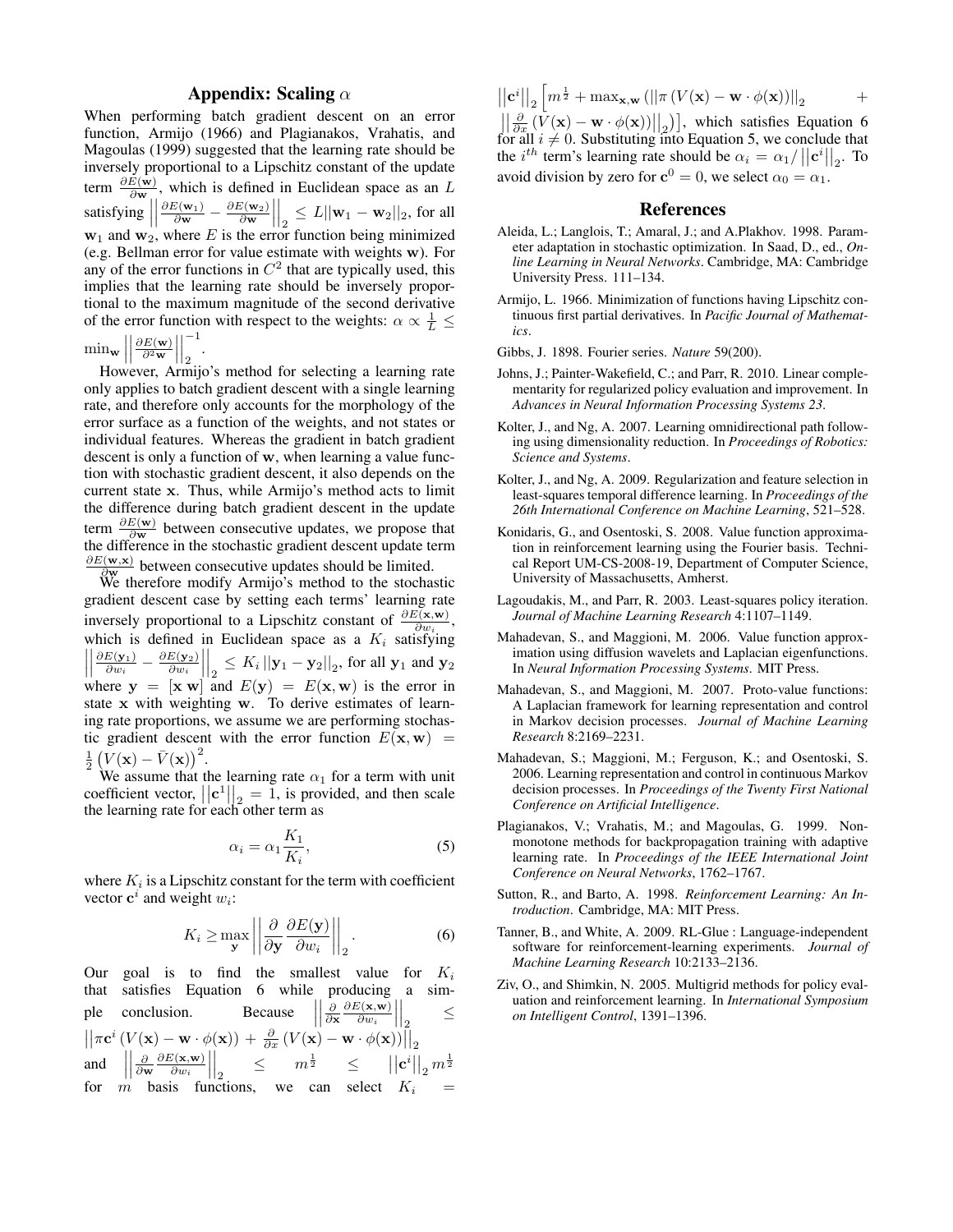## Appendix: Scaling $\alpha$

When performing batch gradient descent on an error function, Armijo (1966) and Plagianakos, Vrahatis, and Magoulas (1999) suggested that the learning rate should be inversely proportional to a Lipschitz constant of the update term $\frac{\partial E(\mathbf{w})}{\partial \mathbf{w}}$, which is defined in Euclidean space as an $L$ satisfying $\left|\left|\frac{\partial E(\mathbf{w}_1)}{\partial \mathbf{w}} - \frac{\partial E(\mathbf{w}_2)}{\partial \mathbf{w}}\right|\right|_2 \leq L||\mathbf{w}_1 - \mathbf{w}_2||_2$, for all $\mathbf{w}_1$ and $\mathbf{w}_2$, where $E$ is the error function being minimized (e.g. Bellman error for value estimate with weights $\mathbf{w}$). For any of the error functions in $C^2$ that are typically used, this implies that the learning rate should be inversely proportional to the maximum magnitude of the second derivative of the error function with respect to the weights: $\alpha \propto \frac{1}{L} \leq \min_{\mathbf{w}} \left|\left|\frac{\partial E(\mathbf{w})}{\partial^2 \mathbf{w}}\right|\right|_2^{-1}$.

However, Armijo's method for selecting a learning rate only applies to batch gradient descent with a single learning rate, and therefore only accounts for the morphology of the error surface as a function of the weights, and not states or individual features. Whereas the gradient in batch gradient descent is only a function of $\mathbf{w}$, when learning a value function with stochastic gradient descent, it also depends on the current state $\mathbf{x}$. Thus, while Armijo's method acts to limit the difference during batch gradient descent in the update term $\frac{\partial E(\mathbf{w})}{\partial \mathbf{w}}$ between consecutive updates, we propose that the difference in the stochastic gradient descent update term $\frac{\partial E(\mathbf{w},\mathbf{x})}{\partial \mathbf{w}}$ between consecutive updates should be limited.

We therefore modify Armijo's method to the stochastic gradient descent case by setting each terms' learning rate inversely proportional to a Lipschitz constant of $\frac{\partial E(\mathbf{x},\mathbf{w})}{\partial w_i}$, which is defined in Euclidean space as a $K_i$ satisfying $\left|\left|\frac{\partial E(\mathbf{y}_1)}{\partial w_i} - \frac{\partial E(\mathbf{y}_2)}{\partial w_i}\right|\right|_2 \leq K_i\,||\mathbf{y}_1 - \mathbf{y}_2||_2$, for all $\mathbf{y}_1$ and $\mathbf{y}_2$ where $\mathbf{y} = [\mathbf{x}\ \mathbf{w}]$ and $E(\mathbf{y}) = E(\mathbf{x},\mathbf{w})$ is the error in state $\mathbf{x}$ with weighting $\mathbf{w}$. To derive estimates of learning rate proportions, we assume we are performing stochastic gradient descent with the error function $E(\mathbf{x},\mathbf{w}) = \frac{1}{2}\left(V(\mathbf{x}) - \bar{V}(\mathbf{x})\right)^2$.

We assume that the learning rate $\alpha_1$ for a term with unit coefficient vector, $\left|\left|\mathbf{c}^1\right|\right|_2 = 1$, is provided, and then scale the learning rate for each other term as

$$\alpha_i = \alpha_1 \frac{K_1}{K_i}, \tag{5}$$

where $K_i$ is a Lipschitz constant for the term with coefficient vector $\mathbf{c}^i$ and weight $w_i$:

$$K_i \geq \max_{\mathbf{y}} \left|\left|\frac{\partial}{\partial \mathbf{y}} \frac{\partial E(\mathbf{y})}{\partial w_i}\right|\right|_2. \tag{6}$$

Our goal is to find the smallest value for $K_i$ that satisfies Equation 6 while producing a simple conclusion. Because $\left|\left|\frac{\partial}{\partial \mathbf{x}} \frac{\partial E(\mathbf{x},\mathbf{w})}{\partial w_i}\right|\right|_2 \leq \left|\left|\pi \mathbf{c}^i \left(V(\mathbf{x}) - \mathbf{w}\cdot\phi(\mathbf{x})\right) + \frac{\partial}{\partial x}\left(V(\mathbf{x}) - \mathbf{w}\cdot\phi(\mathbf{x})\right)\right|\right|_2$ and $\left|\left|\frac{\partial}{\partial \mathbf{w}} \frac{\partial E(\mathbf{x},\mathbf{w})}{\partial w_i}\right|\right|_2 \leq m^{\frac{1}{2}} \leq \left|\left|\mathbf{c}^i\right|\right|_2 m^{\frac{1}{2}}$ for $m$ basis functions, we can select $K_i = \left|\left|\mathbf{c}^i\right|\right|_2 \left[m^{\frac{1}{2}} + \max_{\mathbf{x},\mathbf{w}}\left(||\pi\left(V(\mathbf{x}) - \mathbf{w}\cdot\phi(\mathbf{x})\right)||_2 + \left|\left|\frac{\partial}{\partial x}\left(V(\mathbf{x}) - \mathbf{w}\cdot\phi(\mathbf{x})\right)\right|\right|_2\right)\right]$, which satisfies Equation 6 for all $i \neq 0$. Substituting into Equation 5, we conclude that the $i^{th}$ term's learning rate should be $\alpha_i = \alpha_1 / \left|\left|\mathbf{c}^i\right|\right|_2$. To avoid division by zero for $\mathbf{c}^0 = 0$, we select $\alpha_0 = \alpha_1$.

## References

Aleida, L.; Langlois, T.; Amaral, J.; and A.Plakhov. 1998. Parameter adaptation in stochastic optimization. In Saad, D., ed., *Online Learning in Neural Networks*. Cambridge, MA: Cambridge University Press. 111–134.

Armijo, L. 1966. Minimization of functions having Lipschitz continuous first partial derivatives. In *Pacific Journal of Mathematics*.

Gibbs, J. 1898. Fourier series. *Nature* 59(200).

Johns, J.; Painter-Wakefield, C.; and Parr, R. 2010. Linear complementarity for regularized policy evaluation and improvement. In *Advances in Neural Information Processing Systems 23*.

Kolter, J., and Ng, A. 2007. Learning omnidirectional path following using dimensionality reduction. In *Proceedings of Robotics: Science and Systems*.

Kolter, J., and Ng, A. 2009. Regularization and feature selection in least-squares temporal difference learning. In *Proceedings of the 26th International Conference on Machine Learning*, 521–528.

Konidaris, G., and Osentoski, S. 2008. Value function approximation in reinforcement learning using the Fourier basis. Technical Report UM-CS-2008-19, Department of Computer Science, University of Massachusetts, Amherst.

Lagoudakis, M., and Parr, R. 2003. Least-squares policy iteration. *Journal of Machine Learning Research* 4:1107–1149.

Mahadevan, S., and Maggioni, M. 2006. Value function approximation using diffusion wavelets and Laplacian eigenfunctions. In *Neural Information Processing Systems*. MIT Press.

Mahadevan, S., and Maggioni, M. 2007. Proto-value functions: A Laplacian framework for learning representation and control in Markov decision processes. *Journal of Machine Learning Research* 8:2169–2231.

Mahadevan, S.; Maggioni, M.; Ferguson, K.; and Osentoski, S. 2006. Learning representation and control in continuous Markov decision processes. In *Proceedings of the Twenty First National Conference on Artificial Intelligence*.

Plagianakos, V.; Vrahatis, M.; and Magoulas, G. 1999. Nonmonotone methods for backpropagation training with adaptive learning rate. In *Proceedings of the IEEE International Joint Conference on Neural Networks*, 1762–1767.

Sutton, R., and Barto, A. 1998. *Reinforcement Learning: An Introduction*. Cambridge, MA: MIT Press.

Tanner, B., and White, A. 2009. RL-Glue : Language-independent software for reinforcement-learning experiments. *Journal of Machine Learning Research* 10:2133–2136.

Ziv, O., and Shimkin, N. 2005. Multigrid methods for policy evaluation and reinforcement learning. In *International Symposium on Intelligent Control*, 1391–1396.